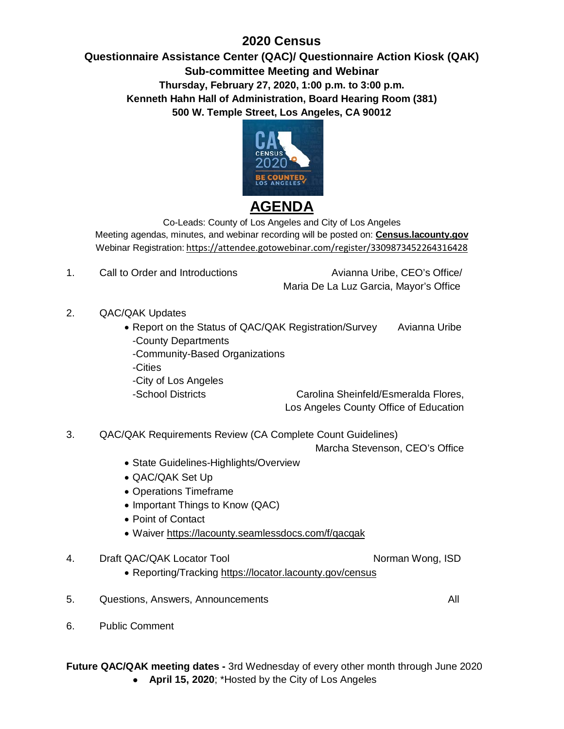# 2020 Census

## Questionnaire Assistance Center (QAC)/ Questionnaire Action Kiosk (QAK) Sub-committee Meeting and Webinar

**Thursday, February 27, 2020, 1:00 p.m. to 3:00 p.m.**
**Kenneth Hahn Hall of Administration, Board Hearing Room (381)**
**500 W. Temple Street, Los Angeles, CA 90012**

## AGENDA

Co-Leads: County of Los Angeles and City of Los Angeles
Meeting agendas, minutes, and webinar recording will be posted on: **Census.lacounty.gov**
Webinar Registration: https://attendee.gotowebinar.com/register/3309873452264316428

1. Call to Order and Introductions — Avianna Uribe, CEO's Office/ Maria De La Luz Garcia, Mayor's Office

2. QAC/QAK Updates
   - Report on the Status of QAC/QAK Registration/Survey — Avianna Uribe
     - -County Departments
     - -Community-Based Organizations
     - -Cities
     - -City of Los Angeles
     - -School Districts — Carolina Sheinfeld/Esmeralda Flores, Los Angeles County Office of Education

3. QAC/QAK Requirements Review (CA Complete Count Guidelines) — Marcha Stevenson, CEO's Office
   - State Guidelines-Highlights/Overview
   - QAC/QAK Set Up
   - Operations Timeframe
   - Important Things to Know (QAC)
   - Point of Contact
   - Waiver https://lacounty.seamlessdocs.com/f/qacqak

4. Draft QAC/QAK Locator Tool — Norman Wong, ISD
   - Reporting/Tracking https://locator.lacounty.gov/census

5. Questions, Answers, Announcements — All

6. Public Comment

**Future QAC/QAK meeting dates -** 3rd Wednesday of every other month through June 2020

- **April 15, 2020**; *Hosted by the City of Los Angeles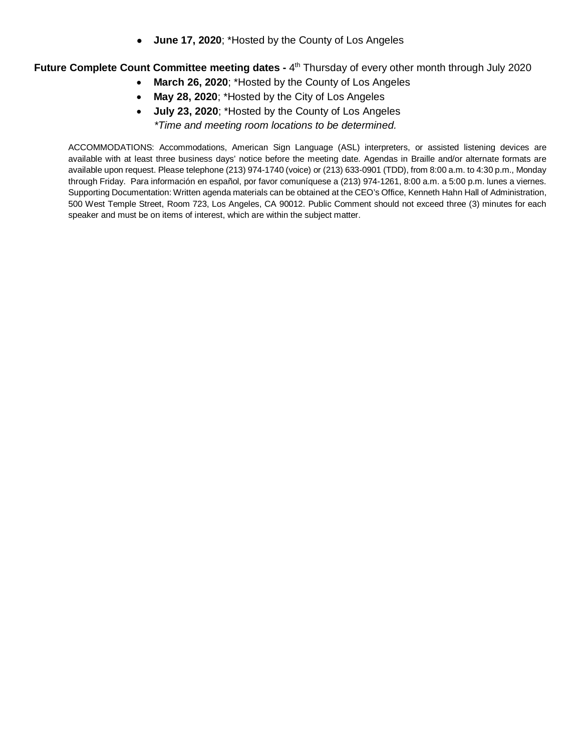- **June 17, 2020**; *Hosted by the County of Los Angeles

**Future Complete Count Committee meeting dates -** 4th Thursday of every other month through July 2020

- **March 26, 2020**; *Hosted by the County of Los Angeles
- **May 28, 2020**; *Hosted by the City of Los Angeles
- **July 23, 2020**; *Hosted by the County of Los Angeles
  *\*Time and meeting room locations to be determined.*

ACCOMMODATIONS: Accommodations, American Sign Language (ASL) interpreters, or assisted listening devices are available with at least three business days' notice before the meeting date. Agendas in Braille and/or alternate formats are available upon request. Please telephone (213) 974-1740 (voice) or (213) 633-0901 (TDD), from 8:00 a.m. to 4:30 p.m., Monday through Friday. Para información en español, por favor comuníquese a (213) 974-1261, 8:00 a.m. a 5:00 p.m. lunes a viernes. Supporting Documentation: Written agenda materials can be obtained at the CEO's Office, Kenneth Hahn Hall of Administration, 500 West Temple Street, Room 723, Los Angeles, CA 90012. Public Comment should not exceed three (3) minutes for each speaker and must be on items of interest, which are within the subject matter.